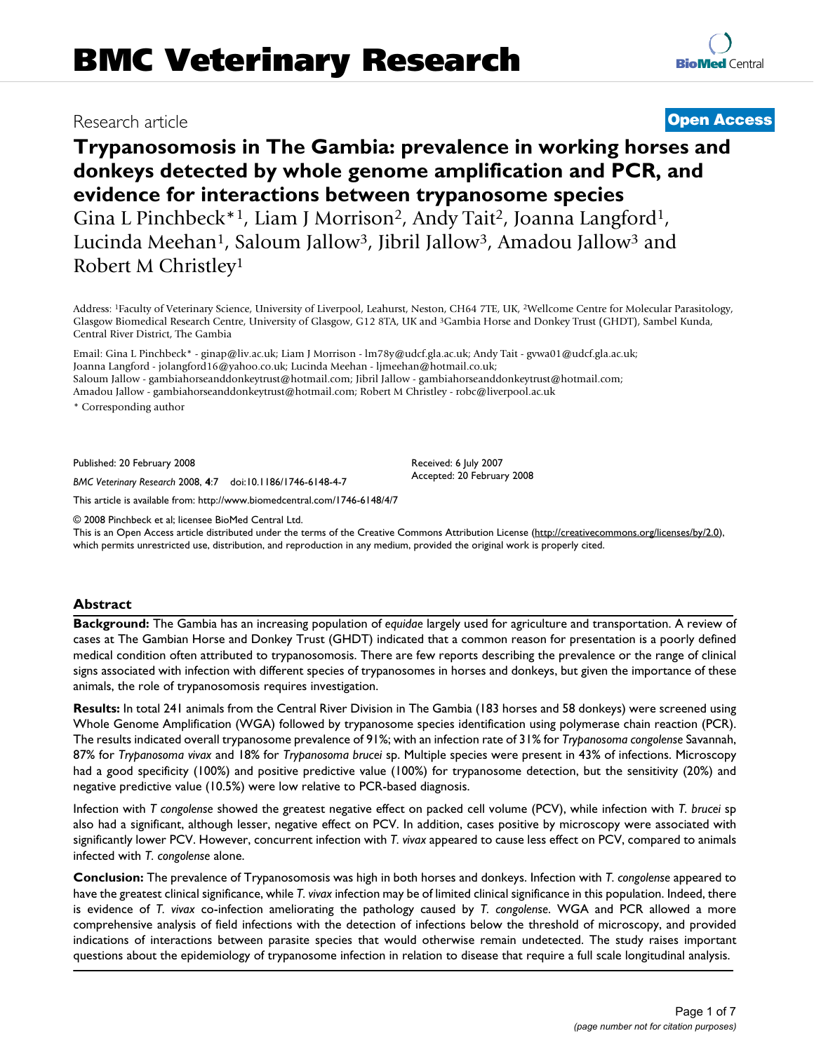# BMC Veterinary Research

Research article **Open Access**

# Trypanosomosis in The Gambia: prevalence in working horses and donkeys detected by whole genome amplification and PCR, and evidence for interactions between trypanosome species

Gina L Pinchbeck*[1], Liam J Morrison[2], Andy Tait[2], Joanna Langford[1], Lucinda Meehan[1], Saloum Jallow[3], Jibril Jallow[3], Amadou Jallow[3] and Robert M Christley[1]

Address: [1]Faculty of Veterinary Science, University of Liverpool, Leahurst, Neston, CH64 7TE, UK, [2]Wellcome Centre for Molecular Parasitology, Glasgow Biomedical Research Centre, University of Glasgow, G12 8TA, UK and [3]Gambia Horse and Donkey Trust (GHDT), Sambel Kunda, Central River District, The Gambia

Email: Gina L Pinchbeck* - ginap@liv.ac.uk; Liam J Morrison - lm78y@udcf.gla.ac.uk; Andy Tait - gvwa01@udcf.gla.ac.uk; Joanna Langford - jolangford16@yahoo.co.uk; Lucinda Meehan - ljmeehan@hotmail.co.uk; Saloum Jallow - gambiahorseanddonkeytrust@hotmail.com; Jibril Jallow - gambiahorseanddonkeytrust@hotmail.com; Amadou Jallow - gambiahorseanddonkeytrust@hotmail.com; Robert M Christley - robc@liverpool.ac.uk

\* Corresponding author

Published: 20 February 2008

*BMC Veterinary Research* 2008, **4**:7 doi:10.1186/1746-6148-4-7

Received: 6 July 2007
Accepted: 20 February 2008

This article is available from: http://www.biomedcentral.com/1746-6148/4/7

© 2008 Pinchbeck et al; licensee BioMed Central Ltd.
This is an Open Access article distributed under the terms of the Creative Commons Attribution License (http://creativecommons.org/licenses/by/2.0), which permits unrestricted use, distribution, and reproduction in any medium, provided the original work is properly cited.

## Abstract

**Background:** The Gambia has an increasing population of *equidae* largely used for agriculture and transportation. A review of cases at The Gambian Horse and Donkey Trust (GHDT) indicated that a common reason for presentation is a poorly defined medical condition often attributed to trypanosomosis. There are few reports describing the prevalence or the range of clinical signs associated with infection with different species of trypanosomes in horses and donkeys, but given the importance of these animals, the role of trypanosomosis requires investigation.

**Results:** In total 241 animals from the Central River Division in The Gambia (183 horses and 58 donkeys) were screened using Whole Genome Amplification (WGA) followed by trypanosome species identification using polymerase chain reaction (PCR). The results indicated overall trypanosome prevalence of 91%; with an infection rate of 31% for *Trypanosoma congolense* Savannah, 87% for *Trypanosoma vivax* and 18% for *Trypanosoma brucei* sp. Multiple species were present in 43% of infections. Microscopy had a good specificity (100%) and positive predictive value (100%) for trypanosome detection, but the sensitivity (20%) and negative predictive value (10.5%) were low relative to PCR-based diagnosis.

Infection with *T congolense* showed the greatest negative effect on packed cell volume (PCV), while infection with *T. brucei* sp also had a significant, although lesser, negative effect on PCV. In addition, cases positive by microscopy were associated with significantly lower PCV. However, concurrent infection with *T. vivax* appeared to cause less effect on PCV, compared to animals infected with *T. congolense* alone.

**Conclusion:** The prevalence of Trypanosomosis was high in both horses and donkeys. Infection with *T. congolense* appeared to have the greatest clinical significance, while *T. vivax* infection may be of limited clinical significance in this population. Indeed, there is evidence of *T. vivax* co-infection ameliorating the pathology caused by *T. congolense*. WGA and PCR allowed a more comprehensive analysis of field infections with the detection of infections below the threshold of microscopy, and provided indications of interactions between parasite species that would otherwise remain undetected. The study raises important questions about the epidemiology of trypanosome infection in relation to disease that require a full scale longitudinal analysis.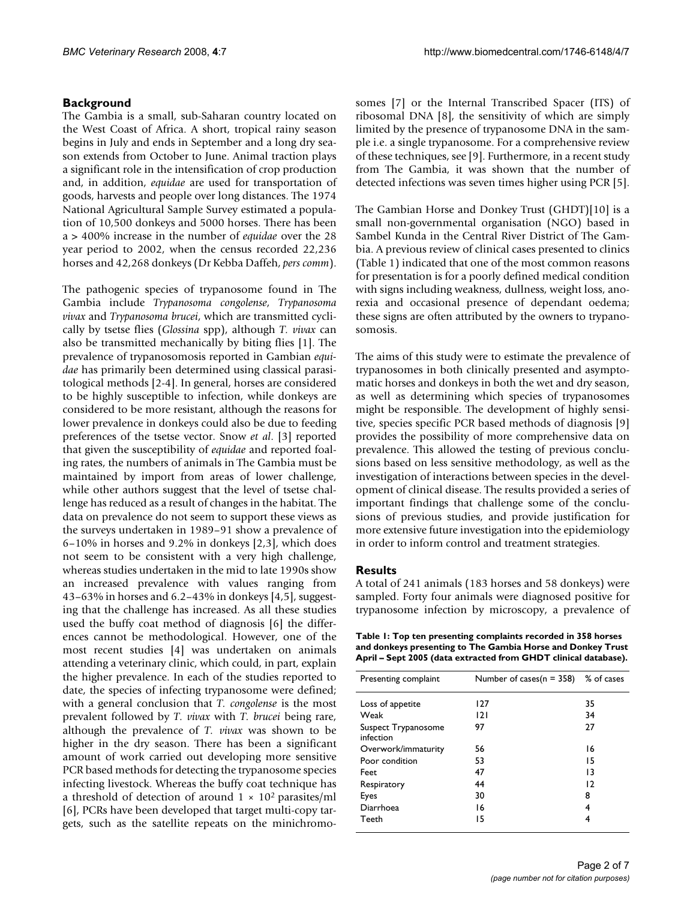## Background

The Gambia is a small, sub-Saharan country located on the West Coast of Africa. A short, tropical rainy season begins in July and ends in September and a long dry season extends from October to June. Animal traction plays a significant role in the intensification of crop production and, in addition, *equidae* are used for transportation of goods, harvests and people over long distances. The 1974 National Agricultural Sample Survey estimated a population of 10,500 donkeys and 5000 horses. There has been a > 400% increase in the number of *equidae* over the 28 year period to 2002, when the census recorded 22,236 horses and 42,268 donkeys (Dr Kebba Daffeh, *pers comm*).

The pathogenic species of trypanosome found in The Gambia include *Trypanosoma congolense*, *Trypanosoma vivax* and *Trypanosoma brucei*, which are transmitted cyclically by tsetse flies (*Glossina* spp), although *T. vivax* can also be transmitted mechanically by biting flies [1]. The prevalence of trypanosomosis reported in Gambian *equidae* has primarily been determined using classical parasitological methods [2-4]. In general, horses are considered to be highly susceptible to infection, while donkeys are considered to be more resistant, although the reasons for lower prevalence in donkeys could also be due to feeding preferences of the tsetse vector. Snow *et al*. [3] reported that given the susceptibility of *equidae* and reported foaling rates, the numbers of animals in The Gambia must be maintained by import from areas of lower challenge, while other authors suggest that the level of tsetse challenge has reduced as a result of changes in the habitat. The data on prevalence do not seem to support these views as the surveys undertaken in 1989–91 show a prevalence of 6–10% in horses and 9.2% in donkeys [2,3], which does not seem to be consistent with a very high challenge, whereas studies undertaken in the mid to late 1990s show an increased prevalence with values ranging from 43–63% in horses and 6.2–43% in donkeys [4,5], suggesting that the challenge has increased. As all these studies used the buffy coat method of diagnosis [6] the differences cannot be methodological. However, one of the most recent studies [4] was undertaken on animals attending a veterinary clinic, which could, in part, explain the higher prevalence. In each of the studies reported to date, the species of infecting trypanosome were defined; with a general conclusion that *T. congolense* is the most prevalent followed by *T. vivax* with *T. brucei* being rare, although the prevalence of *T. vivax* was shown to be higher in the dry season. There has been a significant amount of work carried out developing more sensitive PCR based methods for detecting the trypanosome species infecting livestock. Whereas the buffy coat technique has a threshold of detection of around $1 \times 10^2$ parasites/ml [6], PCRs have been developed that target multi-copy targets, such as the satellite repeats on the minichromosomes [7] or the Internal Transcribed Spacer (ITS) of ribosomal DNA [8], the sensitivity of which are simply limited by the presence of trypanosome DNA in the sample i.e. a single trypanosome. For a comprehensive review of these techniques, see [9]. Furthermore, in a recent study from The Gambia, it was shown that the number of detected infections was seven times higher using PCR [5].

The Gambian Horse and Donkey Trust (GHDT)[10] is a small non-governmental organisation (NGO) based in Sambel Kunda in the Central River District of The Gambia. A previous review of clinical cases presented to clinics (Table 1) indicated that one of the most common reasons for presentation is for a poorly defined medical condition with signs including weakness, dullness, weight loss, anorexia and occasional presence of dependant oedema; these signs are often attributed by the owners to trypanosomosis.

The aims of this study were to estimate the prevalence of trypanosomes in both clinically presented and asymptomatic horses and donkeys in both the wet and dry season, as well as determining which species of trypanosomes might be responsible. The development of highly sensitive, species specific PCR based methods of diagnosis [9] provides the possibility of more comprehensive data on prevalence. This allowed the testing of previous conclusions based on less sensitive methodology, as well as the investigation of interactions between species in the development of clinical disease. The results provided a series of important findings that challenge some of the conclusions of previous studies, and provide justification for more extensive future investigation into the epidemiology in order to inform control and treatment strategies.

## Results

A total of 241 animals (183 horses and 58 donkeys) were sampled. Forty four animals were diagnosed positive for trypanosome infection by microscopy, a prevalence of

**Table 1: Top ten presenting complaints recorded in 358 horses and donkeys presenting to The Gambia Horse and Donkey Trust April – Sept 2005 (data extracted from GHDT clinical database).**

| Presenting complaint | Number of cases(n = 358) | % of cases |
|---|---|---|
| Loss of appetite | 127 | 35 |
| Weak | 121 | 34 |
| Suspect Trypanosome infection | 97 | 27 |
| Overwork/immaturity | 56 | 16 |
| Poor condition | 53 | 15 |
| Feet | 47 | 13 |
| Respiratory | 44 | 12 |
| Eyes | 30 | 8 |
| Diarrhoea | 16 | 4 |
| Teeth | 15 | 4 |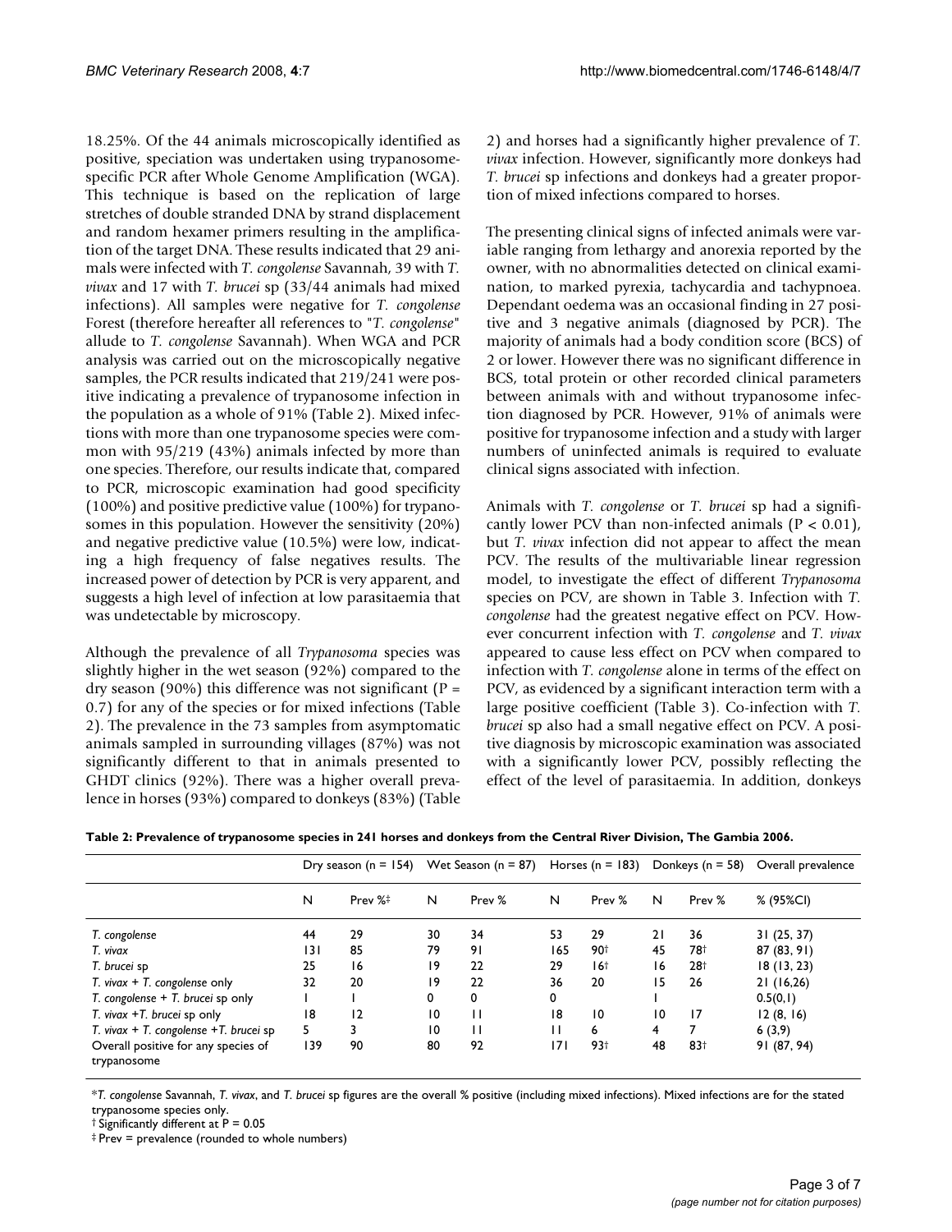18.25%. Of the 44 animals microscopically identified as positive, speciation was undertaken using trypanosome-specific PCR after Whole Genome Amplification (WGA). This technique is based on the replication of large stretches of double stranded DNA by strand displacement and random hexamer primers resulting in the amplification of the target DNA. These results indicated that 29 animals were infected with *T. congolense* Savannah, 39 with *T. vivax* and 17 with *T. brucei* sp (33/44 animals had mixed infections). All samples were negative for *T. congolense* Forest (therefore hereafter all references to "*T. congolense*" allude to *T. congolense* Savannah). When WGA and PCR analysis was carried out on the microscopically negative samples, the PCR results indicated that 219/241 were positive indicating a prevalence of trypanosome infection in the population as a whole of 91% (Table 2). Mixed infections with more than one trypanosome species were common with 95/219 (43%) animals infected by more than one species. Therefore, our results indicate that, compared to PCR, microscopic examination had good specificity (100%) and positive predictive value (100%) for trypanosomes in this population. However the sensitivity (20%) and negative predictive value (10.5%) were low, indicating a high frequency of false negatives results. The increased power of detection by PCR is very apparent, and suggests a high level of infection at low parasitaemia that was undetectable by microscopy.

Although the prevalence of all *Trypanosoma* species was slightly higher in the wet season (92%) compared to the dry season (90%) this difference was not significant (P = 0.7) for any of the species or for mixed infections (Table 2). The prevalence in the 73 samples from asymptomatic animals sampled in surrounding villages (87%) was not significantly different to that in animals presented to GHDT clinics (92%). There was a higher overall prevalence in horses (93%) compared to donkeys (83%) (Table 2) and horses had a significantly higher prevalence of *T. vivax* infection. However, significantly more donkeys had *T. brucei* sp infections and donkeys had a greater proportion of mixed infections compared to horses.

The presenting clinical signs of infected animals were variable ranging from lethargy and anorexia reported by the owner, with no abnormalities detected on clinical examination, to marked pyrexia, tachycardia and tachypnoea. Dependant oedema was an occasional finding in 27 positive and 3 negative animals (diagnosed by PCR). The majority of animals had a body condition score (BCS) of 2 or lower. However there was no significant difference in BCS, total protein or other recorded clinical parameters between animals with and without trypanosome infection diagnosed by PCR. However, 91% of animals were positive for trypanosome infection and a study with larger numbers of uninfected animals is required to evaluate clinical signs associated with infection.

Animals with *T. congolense* or *T. brucei* sp had a significantly lower PCV than non-infected animals (P < 0.01), but *T. vivax* infection did not appear to affect the mean PCV. The results of the multivariable linear regression model, to investigate the effect of different *Trypanosoma* species on PCV, are shown in Table 3. Infection with *T. congolense* had the greatest negative effect on PCV. However concurrent infection with *T. congolense* and *T. vivax* appeared to cause less effect on PCV when compared to infection with *T. congolense* alone in terms of the effect on PCV, as evidenced by a significant interaction term with a large positive coefficient (Table 3). Co-infection with *T. brucei* sp also had a small negative effect on PCV. A positive diagnosis by microscopic examination was associated with a significantly lower PCV, possibly reflecting the effect of the level of parasitaemia. In addition, donkeys

**Table 2: Prevalence of trypanosome species in 241 horses and donkeys from the Central River Division, The Gambia 2006.**

| | Dry season (n = 154) | | Wet Season (n = 87) | | Horses (n = 183) | | Donkeys (n = 58) | | Overall prevalence |
|---|---|---|---|---|---|---|---|---|---|
| | N | Prev %‡ | N | Prev % | N | Prev % | N | Prev % | % (95%CI) |
| *T. congolense* | 44 | 29 | 30 | 34 | 53 | 29 | 21 | 36 | 31 (25, 37) |
| *T. vivax* | 131 | 85 | 79 | 91 | 165 | 90† | 45 | 78† | 87 (83, 91) |
| *T. brucei* sp | 25 | 16 | 19 | 22 | 29 | 16† | 16 | 28† | 18 (13, 23) |
| *T. vivax* + *T. congolense* only | 32 | 20 | 19 | 22 | 36 | 20 | 15 | 26 | 21 (16,26) |
| *T. congolense* + *T. brucei* sp only | 1 | 1 | 0 | 0 | 0 | | 1 | | 0.5(0,1) |
| *T. vivax* +*T. brucei* sp only | 18 | 12 | 10 | 11 | 18 | 10 | 10 | 17 | 12 (8, 16) |
| *T. vivax* + *T. congolense* +*T. brucei* sp | 5 | 3 | 10 | 11 | 11 | 6 | 4 | 7 | 6 (3,9) |
| Overall positive for any species of trypanosome | 139 | 90 | 80 | 92 | 171 | 93† | 48 | 83† | 91 (87, 94) |

\**T. congolense* Savannah, *T. vivax*, and *T. brucei* sp figures are the overall % positive (including mixed infections). Mixed infections are for the stated trypanosome species only.

† Significantly different at P = 0.05

‡ Prev = prevalence (rounded to whole numbers)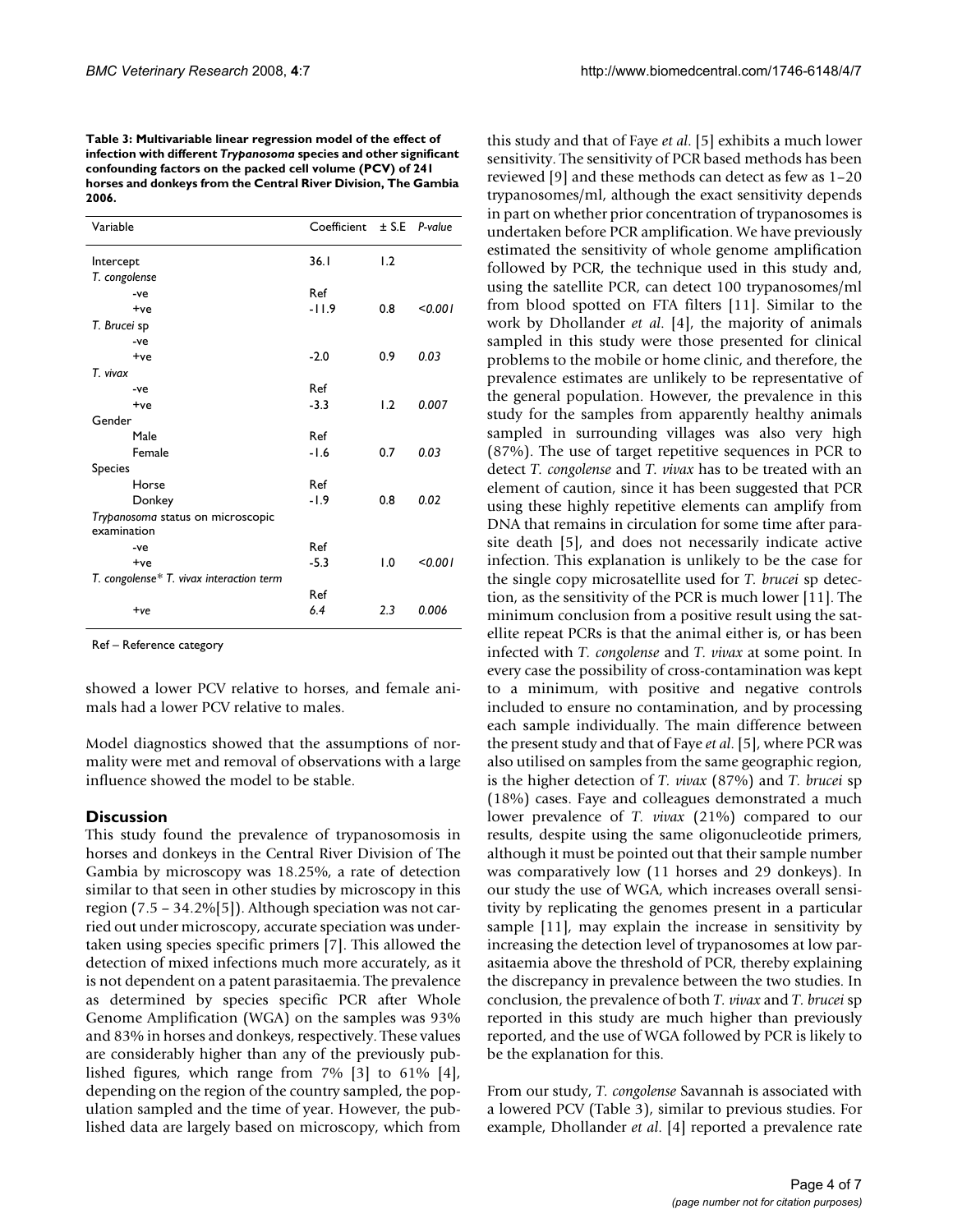**Table 3: Multivariable linear regression model of the effect of infection with different *Trypanosoma* species and other significant confounding factors on the packed cell volume (PCV) of 241 horses and donkeys from the Central River Division, The Gambia 2006.**

| Variable | Coefficient | ± S.E | *P-value* |
|---|---|---|---|
| Intercept | 36.1 | 1.2 | |
| *T. congolense* | | | |
| -ve | Ref | | |
| +ve | -11.9 | 0.8 | *<0.001* |
| *T. Brucei* sp | | | |
| -ve | | | |
| +ve | -2.0 | 0.9 | *0.03* |
| *T. vivax* | | | |
| -ve | Ref | | |
| +ve | -3.3 | 1.2 | *0.007* |
| Gender | | | |
| Male | Ref | | |
| Female | -1.6 | 0.7 | *0.03* |
| Species | | | |
| Horse | Ref | | |
| Donkey | -1.9 | 0.8 | *0.02* |
| *Trypanosoma* status on microscopic examination | | | |
| -ve | Ref | | |
| +ve | -5.3 | 1.0 | *<0.001* |
| *T. congolense* * *T. vivax* interaction term | | | |
| | Ref | | |
| *+ve* | *6.4* | *2.3* | *0.006* |

Ref – Reference category

showed a lower PCV relative to horses, and female animals had a lower PCV relative to males.

Model diagnostics showed that the assumptions of normality were met and removal of observations with a large influence showed the model to be stable.

## Discussion

This study found the prevalence of trypanosomosis in horses and donkeys in the Central River Division of The Gambia by microscopy was 18.25%, a rate of detection similar to that seen in other studies by microscopy in this region (7.5 – 34.2%[5]). Although speciation was not carried out under microscopy, accurate speciation was undertaken using species specific primers [7]. This allowed the detection of mixed infections much more accurately, as it is not dependent on a patent parasitaemia. The prevalence as determined by species specific PCR after Whole Genome Amplification (WGA) on the samples was 93% and 83% in horses and donkeys, respectively. These values are considerably higher than any of the previously published figures, which range from 7% [3] to 61% [4], depending on the region of the country sampled, the population sampled and the time of year. However, the published data are largely based on microscopy, which from this study and that of Faye *et al*. [5] exhibits a much lower sensitivity. The sensitivity of PCR based methods has been reviewed [9] and these methods can detect as few as 1–20 trypanosomes/ml, although the exact sensitivity depends in part on whether prior concentration of trypanosomes is undertaken before PCR amplification. We have previously estimated the sensitivity of whole genome amplification followed by PCR, the technique used in this study and, using the satellite PCR, can detect 100 trypanosomes/ml from blood spotted on FTA filters [11]. Similar to the work by Dhollander *et al*. [4], the majority of animals sampled in this study were those presented for clinical problems to the mobile or home clinic, and therefore, the prevalence estimates are unlikely to be representative of the general population. However, the prevalence in this study for the samples from apparently healthy animals sampled in surrounding villages was also very high (87%). The use of target repetitive sequences in PCR to detect *T. congolense* and *T. vivax* has to be treated with an element of caution, since it has been suggested that PCR using these highly repetitive elements can amplify from DNA that remains in circulation for some time after parasite death [5], and does not necessarily indicate active infection. This explanation is unlikely to be the case for the single copy microsatellite used for *T. brucei* sp detection, as the sensitivity of the PCR is much lower [11]. The minimum conclusion from a positive result using the satellite repeat PCRs is that the animal either is, or has been infected with *T. congolense* and *T. vivax* at some point. In every case the possibility of cross-contamination was kept to a minimum, with positive and negative controls included to ensure no contamination, and by processing each sample individually. The main difference between the present study and that of Faye *et al*. [5], where PCR was also utilised on samples from the same geographic region, is the higher detection of *T. vivax* (87%) and *T. brucei* sp (18%) cases. Faye and colleagues demonstrated a much lower prevalence of *T. vivax* (21%) compared to our results, despite using the same oligonucleotide primers, although it must be pointed out that their sample number was comparatively low (11 horses and 29 donkeys). In our study the use of WGA, which increases overall sensitivity by replicating the genomes present in a particular sample [11], may explain the increase in sensitivity by increasing the detection level of trypanosomes at low parasitaemia above the threshold of PCR, thereby explaining the discrepancy in prevalence between the two studies. In conclusion, the prevalence of both *T. vivax* and *T. brucei* sp reported in this study are much higher than previously reported, and the use of WGA followed by PCR is likely to be the explanation for this.

From our study, *T. congolense* Savannah is associated with a lowered PCV (Table 3), similar to previous studies. For example, Dhollander *et al*. [4] reported a prevalence rate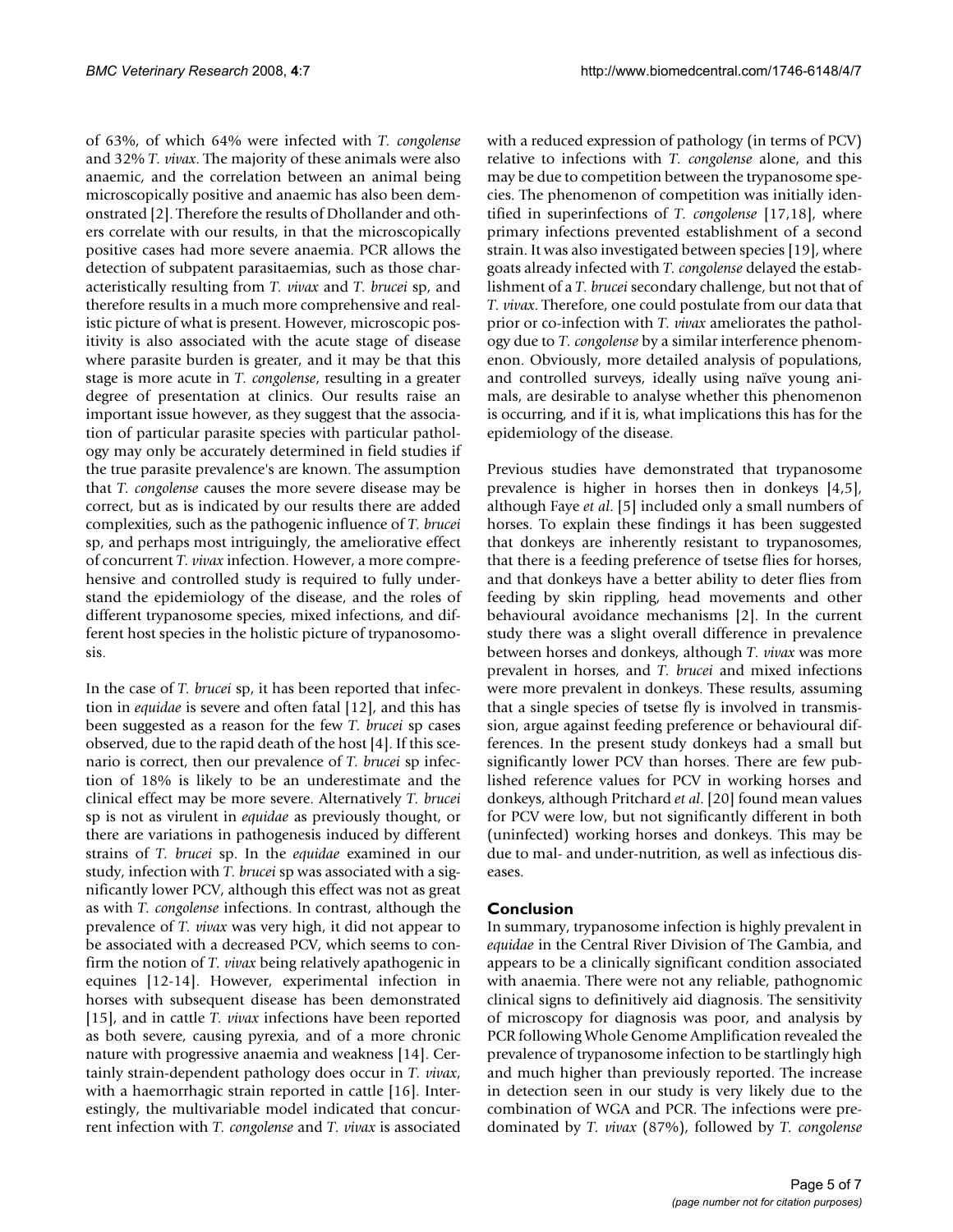of 63%, of which 64% were infected with *T. congolense* and 32% *T. vivax*. The majority of these animals were also anaemic, and the correlation between an animal being microscopically positive and anaemic has also been demonstrated [2]. Therefore the results of Dhollander and others correlate with our results, in that the microscopically positive cases had more severe anaemia. PCR allows the detection of subpatent parasitaemias, such as those characteristically resulting from *T. vivax* and *T. brucei* sp, and therefore results in a much more comprehensive and realistic picture of what is present. However, microscopic positivity is also associated with the acute stage of disease where parasite burden is greater, and it may be that this stage is more acute in *T. congolense*, resulting in a greater degree of presentation at clinics. Our results raise an important issue however, as they suggest that the association of particular parasite species with particular pathology may only be accurately determined in field studies if the true parasite prevalence's are known. The assumption that *T. congolense* causes the more severe disease may be correct, but as is indicated by our results there are added complexities, such as the pathogenic influence of *T. brucei* sp, and perhaps most intriguingly, the ameliorative effect of concurrent *T. vivax* infection. However, a more comprehensive and controlled study is required to fully understand the epidemiology of the disease, and the roles of different trypanosome species, mixed infections, and different host species in the holistic picture of trypanosomosis.

In the case of *T. brucei* sp, it has been reported that infection in *equidae* is severe and often fatal [12], and this has been suggested as a reason for the few *T. brucei* sp cases observed, due to the rapid death of the host [4]. If this scenario is correct, then our prevalence of *T. brucei* sp infection of 18% is likely to be an underestimate and the clinical effect may be more severe. Alternatively *T. brucei* sp is not as virulent in *equidae* as previously thought, or there are variations in pathogenesis induced by different strains of *T. brucei* sp. In the *equidae* examined in our study, infection with *T. brucei* sp was associated with a significantly lower PCV, although this effect was not as great as with *T. congolense* infections. In contrast, although the prevalence of *T. vivax* was very high, it did not appear to be associated with a decreased PCV, which seems to confirm the notion of *T. vivax* being relatively apathogenic in equines [12-14]. However, experimental infection in horses with subsequent disease has been demonstrated [15], and in cattle *T. vivax* infections have been reported as both severe, causing pyrexia, and of a more chronic nature with progressive anaemia and weakness [14]. Certainly strain-dependent pathology does occur in *T. vivax*, with a haemorrhagic strain reported in cattle [16]. Interestingly, the multivariable model indicated that concurrent infection with *T. congolense* and *T. vivax* is associated with a reduced expression of pathology (in terms of PCV) relative to infections with *T. congolense* alone, and this may be due to competition between the trypanosome species. The phenomenon of competition was initially identified in superinfections of *T. congolense* [17,18], where primary infections prevented establishment of a second strain. It was also investigated between species [19], where goats already infected with *T. congolense* delayed the establishment of a *T. brucei* secondary challenge, but not that of *T. vivax*. Therefore, one could postulate from our data that prior or co-infection with *T. vivax* ameliorates the pathology due to *T. congolense* by a similar interference phenomenon. Obviously, more detailed analysis of populations, and controlled surveys, ideally using naïve young animals, are desirable to analyse whether this phenomenon is occurring, and if it is, what implications this has for the epidemiology of the disease.

Previous studies have demonstrated that trypanosome prevalence is higher in horses then in donkeys [4,5], although Faye *et al*. [5] included only a small numbers of horses. To explain these findings it has been suggested that donkeys are inherently resistant to trypanosomes, that there is a feeding preference of tsetse flies for horses, and that donkeys have a better ability to deter flies from feeding by skin rippling, head movements and other behavioural avoidance mechanisms [2]. In the current study there was a slight overall difference in prevalence between horses and donkeys, although *T. vivax* was more prevalent in horses, and *T. brucei* and mixed infections were more prevalent in donkeys. These results, assuming that a single species of tsetse fly is involved in transmission, argue against feeding preference or behavioural differences. In the present study donkeys had a small but significantly lower PCV than horses. There are few published reference values for PCV in working horses and donkeys, although Pritchard *et al*. [20] found mean values for PCV were low, but not significantly different in both (uninfected) working horses and donkeys. This may be due to mal- and under-nutrition, as well as infectious diseases.

## Conclusion

In summary, trypanosome infection is highly prevalent in *equidae* in the Central River Division of The Gambia, and appears to be a clinically significant condition associated with anaemia. There were not any reliable, pathognomic clinical signs to definitively aid diagnosis. The sensitivity of microscopy for diagnosis was poor, and analysis by PCR following Whole Genome Amplification revealed the prevalence of trypanosome infection to be startlingly high and much higher than previously reported. The increase in detection seen in our study is very likely due to the combination of WGA and PCR. The infections were predominated by *T. vivax* (87%), followed by *T. congolense*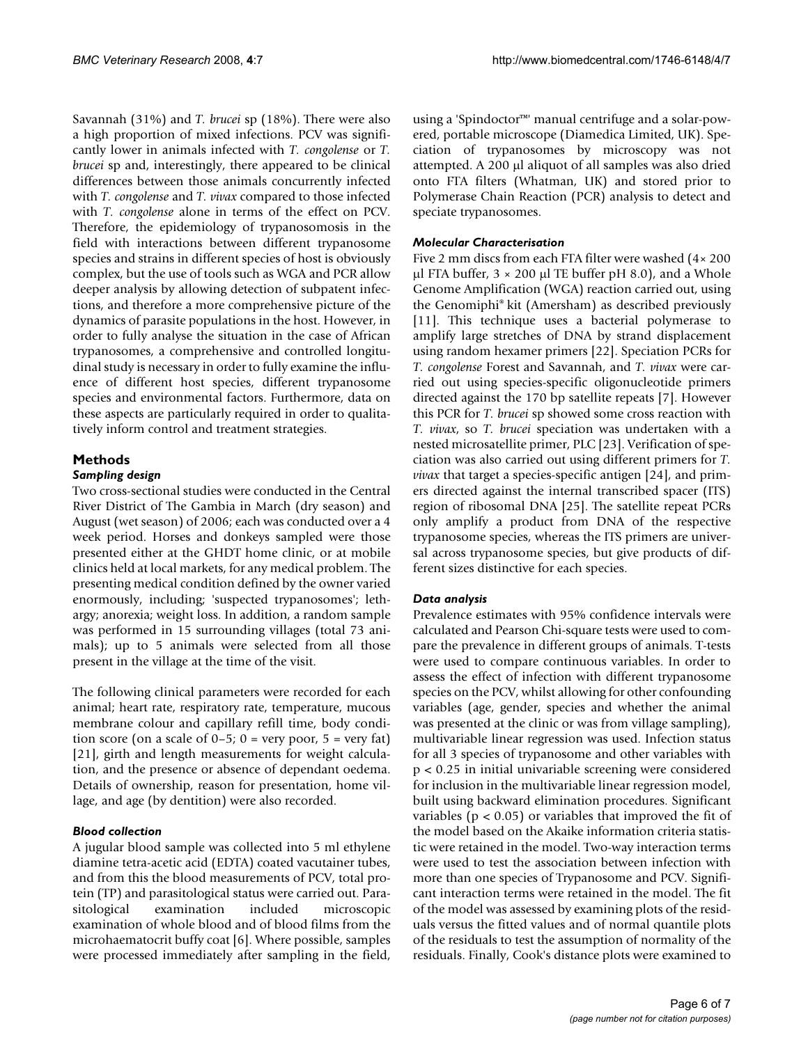Savannah (31%) and *T. brucei* sp (18%). There were also a high proportion of mixed infections. PCV was significantly lower in animals infected with *T. congolense* or *T. brucei* sp and, interestingly, there appeared to be clinical differences between those animals concurrently infected with *T. congolense* and *T. vivax* compared to those infected with *T. congolense* alone in terms of the effect on PCV. Therefore, the epidemiology of trypanosomosis in the field with interactions between different trypanosome species and strains in different species of host is obviously complex, but the use of tools such as WGA and PCR allow deeper analysis by allowing detection of subpatent infections, and therefore a more comprehensive picture of the dynamics of parasite populations in the host. However, in order to fully analyse the situation in the case of African trypanosomes, a comprehensive and controlled longitudinal study is necessary in order to fully examine the influence of different host species, different trypanosome species and environmental factors. Furthermore, data on these aspects are particularly required in order to qualitatively inform control and treatment strategies.

## Methods

### Sampling design

Two cross-sectional studies were conducted in the Central River District of The Gambia in March (dry season) and August (wet season) of 2006; each was conducted over a 4 week period. Horses and donkeys sampled were those presented either at the GHDT home clinic, or at mobile clinics held at local markets, for any medical problem. The presenting medical condition defined by the owner varied enormously, including; 'suspected trypanosomes'; lethargy; anorexia; weight loss. In addition, a random sample was performed in 15 surrounding villages (total 73 animals); up to 5 animals were selected from all those present in the village at the time of the visit.

The following clinical parameters were recorded for each animal; heart rate, respiratory rate, temperature, mucous membrane colour and capillary refill time, body condition score (on a scale of 0–5; 0 = very poor, 5 = very fat) [21], girth and length measurements for weight calculation, and the presence or absence of dependant oedema. Details of ownership, reason for presentation, home village, and age (by dentition) were also recorded.

### Blood collection

A jugular blood sample was collected into 5 ml ethylene diamine tetra-acetic acid (EDTA) coated vacutainer tubes, and from this the blood measurements of PCV, total protein (TP) and parasitological status were carried out. Parasitological examination included microscopic examination of whole blood and of blood films from the microhaematocrit buffy coat [6]. Where possible, samples were processed immediately after sampling in the field, using a 'Spindoctor™' manual centrifuge and a solar-powered, portable microscope (Diamedica Limited, UK). Speciation of trypanosomes by microscopy was not attempted. A 200 μl aliquot of all samples was also dried onto FTA filters (Whatman, UK) and stored prior to Polymerase Chain Reaction (PCR) analysis to detect and speciate trypanosomes.

### Molecular Characterisation

Five 2 mm discs from each FTA filter were washed (4× 200 μl FTA buffer, 3 × 200 μl TE buffer pH 8.0), and a Whole Genome Amplification (WGA) reaction carried out, using the Genomiphi® kit (Amersham) as described previously [11]. This technique uses a bacterial polymerase to amplify large stretches of DNA by strand displacement using random hexamer primers [22]. Speciation PCRs for *T. congolense* Forest and Savannah, and *T. vivax* were carried out using species-specific oligonucleotide primers directed against the 170 bp satellite repeats [7]. However this PCR for *T. brucei* sp showed some cross reaction with *T. vivax*, so *T. brucei* speciation was undertaken with a nested microsatellite primer, PLC [23]. Verification of speciation was also carried out using different primers for *T. vivax* that target a species-specific antigen [24], and primers directed against the internal transcribed spacer (ITS) region of ribosomal DNA [25]. The satellite repeat PCRs only amplify a product from DNA of the respective trypanosome species, whereas the ITS primers are universal across trypanosome species, but give products of different sizes distinctive for each species.

### Data analysis

Prevalence estimates with 95% confidence intervals were calculated and Pearson Chi-square tests were used to compare the prevalence in different groups of animals. T-tests were used to compare continuous variables. In order to assess the effect of infection with different trypanosome species on the PCV, whilst allowing for other confounding variables (age, gender, species and whether the animal was presented at the clinic or was from village sampling), multivariable linear regression was used. Infection status for all 3 species of trypanosome and other variables with $p < 0.25$ in initial univariable screening were considered for inclusion in the multivariable linear regression model, built using backward elimination procedures. Significant variables ($p < 0.05$) or variables that improved the fit of the model based on the Akaike information criteria statistic were retained in the model. Two-way interaction terms were used to test the association between infection with more than one species of Trypanosome and PCV. Significant interaction terms were retained in the model. The fit of the model was assessed by examining plots of the residuals versus the fitted values and of normal quantile plots of the residuals to test the assumption of normality of the residuals. Finally, Cook's distance plots were examined to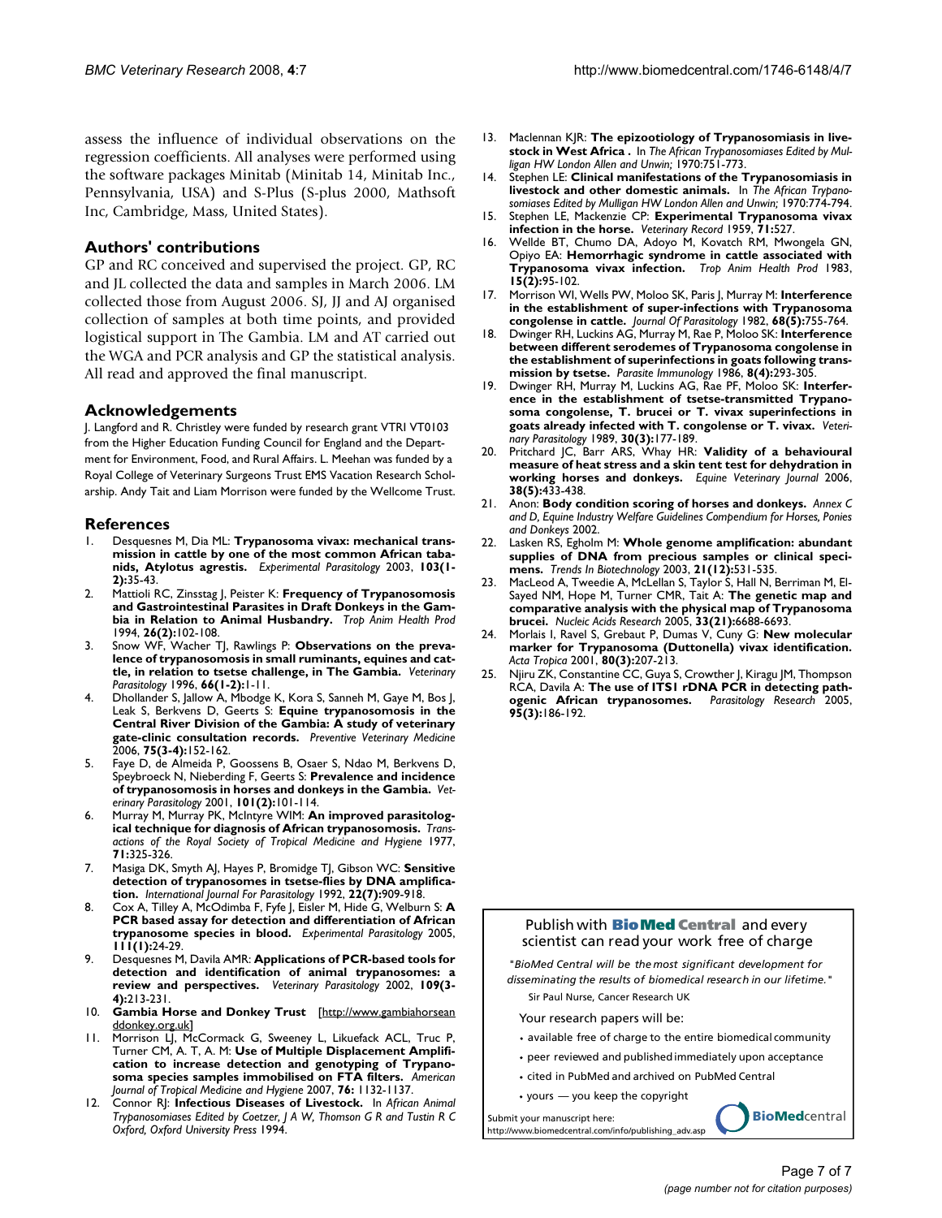assess the influence of individual observations on the regression coefficients. All analyses were performed using the software packages Minitab (Minitab 14, Minitab Inc., Pennsylvania, USA) and S-Plus (S-plus 2000, Mathsoft Inc, Cambridge, Mass, United States).

## Authors' contributions

GP and RC conceived and supervised the project. GP, RC and JL collected the data and samples in March 2006. LM collected those from August 2006. SJ, JJ and AJ organised collection of samples at both time points, and provided logistical support in The Gambia. LM and AT carried out the WGA and PCR analysis and GP the statistical analysis. All read and approved the final manuscript.

## Acknowledgements

J. Langford and R. Christley were funded by research grant VTRI VT0103 from the Higher Education Funding Council for England and the Department for Environment, Food, and Rural Affairs. L. Meehan was funded by a Royal College of Veterinary Surgeons Trust EMS Vacation Research Scholarship. Andy Tait and Liam Morrison were funded by the Wellcome Trust.

## References

1. Desquesnes M, Dia ML: **Trypanosoma vivax: mechanical transmission in cattle by one of the most common African tabanids, Atylotus agrestis.** *Experimental Parasitology* 2003, **103(1-2):**35-43.
2. Mattioli RC, Zinsstag J, Peister K: **Frequency of Trypanosomosis and Gastrointestinal Parasites in Draft Donkeys in the Gambia in Relation to Animal Husbandry.** *Trop Anim Health Prod* 1994, **26(2):**102-108.
3. Snow WF, Wacher TJ, Rawlings P: **Observations on the prevalence of trypanosomosis in small ruminants, equines and cattle, in relation to tsetse challenge, in The Gambia.** *Veterinary Parasitology* 1996, **66(1-2):**1-11.
4. Dhollander S, Jallow A, Mbodge K, Kora S, Sanneh M, Gaye M, Bos J, Leak S, Berkvens D, Geerts S: **Equine trypanosomosis in the Central River Division of the Gambia: A study of veterinary gate-clinic consultation records.** *Preventive Veterinary Medicine* 2006, **75(3-4):**152-162.
5. Faye D, de Almeida P, Goossens B, Osaer S, Ndao M, Berkvens D, Speybroeck N, Nieberding F, Geerts S: **Prevalence and incidence of trypanosomosis in horses and donkeys in the Gambia.** *Veterinary Parasitology* 2001, **101(2):**101-114.
6. Murray M, Murray PK, McIntyre WIM: **An improved parasitological technique for diagnosis of African trypanosomosis.** *Transactions of the Royal Society of Tropical Medicine and Hygiene* 1977, **71:**325-326.
7. Masiga DK, Smyth AJ, Hayes P, Bromidge TJ, Gibson WC: **Sensitive detection of trypanosomes in tsetse-flies by DNA amplification.** *International Journal For Parasitology* 1992, **22(7):**909-918.
8. Cox A, Tilley A, McOdimba F, Fyfe J, Eisler M, Hide G, Welburn S: **A PCR based assay for detection and differentiation of African trypanosome species in blood.** *Experimental Parasitology* 2005, **111(1):**24-29.
9. Desquesnes M, Davila AMR: **Applications of PCR-based tools for detection and identification of animal trypanosomes: a review and perspectives.** *Veterinary Parasitology* 2002, **109(3-4):**213-231.
10. **Gambia Horse and Donkey Trust** [http://www.gambiahorseanddonkey.org.uk]
11. Morrison LJ, McCormack G, Sweeney L, Likuefack ACL, Truc P, Turner CM, A. T, A. M: **Use of Multiple Displacement Amplification to increase detection and genotyping of Trypanosoma species samples immobilised on FTA filters.** *American Journal of Tropical Medicine and Hygiene* 2007, **76:** 1132-1137.
12. Connor RJ: **Infectious Diseases of Livestock.** In *African Animal Trypanosomiases Edited by Coetzer, J A W, Thomson G R and Tustin R C Oxford, Oxford University Press* 1994.
13. Maclennan KJR: **The epizootiology of Trypanosomiasis in livestock in West Africa .** In *The African Trypanosomiases Edited by Mulligan HW London Allen and Unwin;* 1970:751-773.
14. Stephen LE: **Clinical manifestations of the Trypanosomiasis in livestock and other domestic animals.** In *The African Trypanosomiases Edited by Mulligan HW London Allen and Unwin;* 1970:774-794.
15. Stephen LE, Mackenzie CP: **Experimental Trypanosoma vivax infection in the horse.** *Veterinary Record* 1959, **71:**527.
16. Wellde BT, Chumo DA, Adoyo M, Kovatch RM, Mwongela GN, Opiyo EA: **Hemorrhagic syndrome in cattle associated with Trypanosoma vivax infection.** *Trop Anim Health Prod* 1983, **15(2):**95-102.
17. Morrison WI, Wells PW, Moloo SK, Paris J, Murray M: **Interference in the establishment of super-infections with Trypanosoma congolense in cattle.** *Journal Of Parasitology* 1982, **68(5):**755-764.
18. Dwinger RH, Luckins AG, Murray M, Rae P, Moloo SK: **Interference between different serodemes of Trypanosoma congolense in the establishment of superinfections in goats following transmission by tsetse.** *Parasite Immunology* 1986, **8(4):**293-305.
19. Dwinger RH, Murray M, Luckins AG, Rae PF, Moloo SK: **Interference in the establishment of tsetse-transmitted Trypanosoma congolense, T. brucei or T. vivax superinfections in goats already infected with T. congolense or T. vivax.** *Veterinary Parasitology* 1989, **30(3):**177-189.
20. Pritchard JC, Barr ARS, Whay HR: **Validity of a behavioural measure of heat stress and a skin tent test for dehydration in working horses and donkeys.** *Equine Veterinary Journal* 2006, **38(5):**433-438.
21. Anon: **Body condition scoring of horses and donkeys.** *Annex C and D, Equine Industry Welfare Guidelines Compendium for Horses, Ponies and Donkeys* 2002.
22. Lasken RS, Egholm M: **Whole genome amplification: abundant supplies of DNA from precious samples or clinical specimens.** *Trends In Biotechnology* 2003, **21(12):**531-535.
23. MacLeod A, Tweedie A, McLellan S, Taylor S, Hall N, Berriman M, El-Sayed NM, Hope M, Turner CMR, Tait A: **The genetic map and comparative analysis with the physical map of Trypanosoma brucei.** *Nucleic Acids Research* 2005, **33(21):**6688-6693.
24. Morlais I, Ravel S, Grebaut P, Dumas V, Cuny G: **New molecular marker for Trypanosoma (Duttonella) vivax identification.** *Acta Tropica* 2001, **80(3):**207-213.
25. Njiru ZK, Constantine CC, Guya S, Crowther J, Kiragu JM, Thompson RCA, Davila A: **The use of ITS1 rDNA PCR in detecting pathogenic African trypanosomes.** *Parasitology Research* 2005, **95(3):**186-192.

Publish with **BioMed Central** and every scientist can read your work free of charge

*"BioMed Central will be the most significant development for disseminating the results of biomedical research in our lifetime."*
Sir Paul Nurse, Cancer Research UK

Your research papers will be:

- available free of charge to the entire biomedical community
- peer reviewed and published immediately upon acceptance
- cited in PubMed and archived on PubMed Central
- yours — you keep the copyright

Submit your manuscript here:
http://www.biomedcentral.com/info/publishing_adv.asp

BioMedcentral